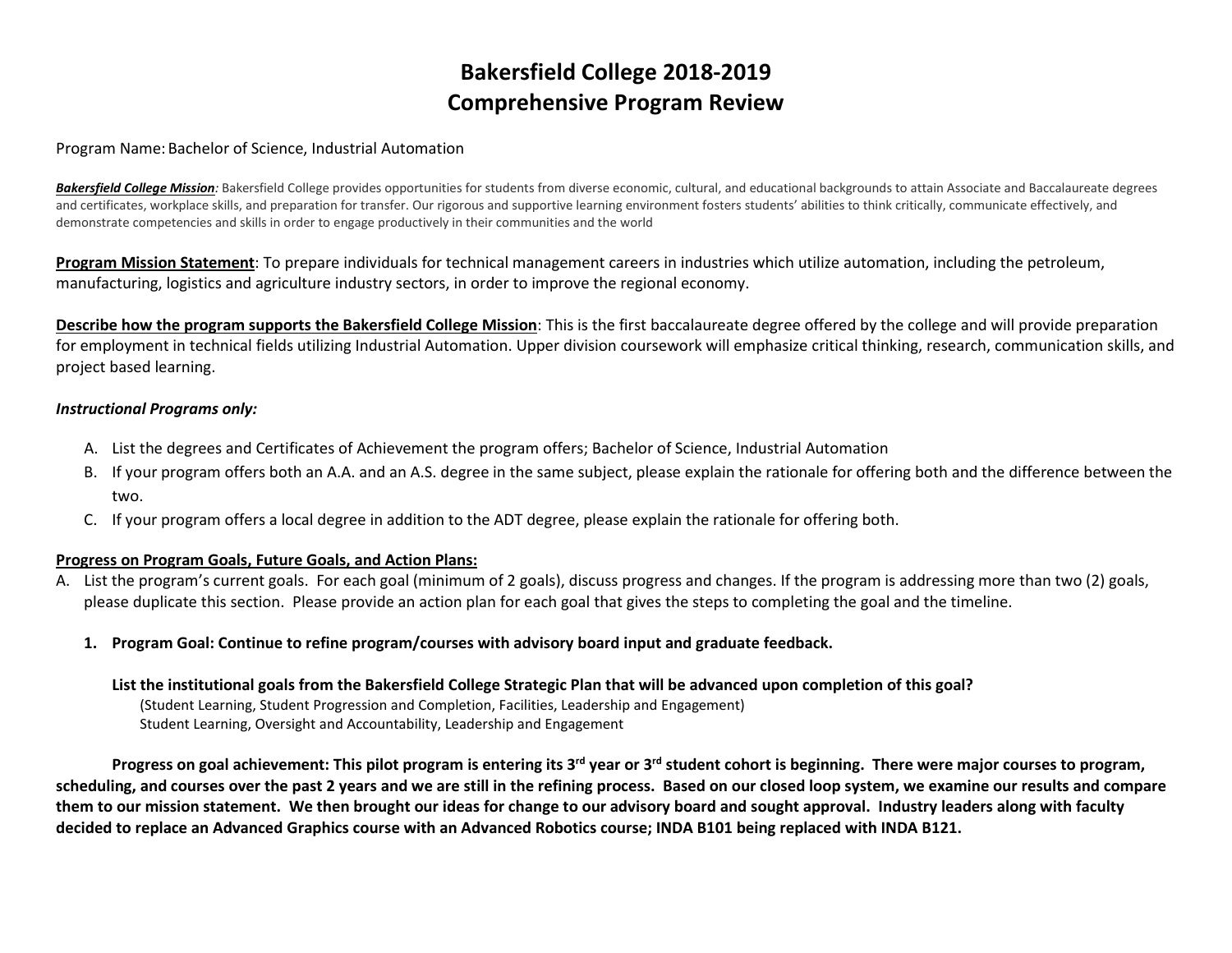# Bakersfield College 2018-2019
# Comprehensive Program Review

Program Name: Bachelor of Science, Industrial Automation

***Bakersfield College Mission**:* Bakersfield College provides opportunities for students from diverse economic, cultural, and educational backgrounds to attain Associate and Baccalaureate degrees and certificates, workplace skills, and preparation for transfer. Our rigorous and supportive learning environment fosters students' abilities to think critically, communicate effectively, and demonstrate competencies and skills in order to engage productively in their communities and the world

**Program Mission Statement**: To prepare individuals for technical management careers in industries which utilize automation, including the petroleum, manufacturing, logistics and agriculture industry sectors, in order to improve the regional economy.

**Describe how the program supports the Bakersfield College Mission**: This is the first baccalaureate degree offered by the college and will provide preparation for employment in technical fields utilizing Industrial Automation. Upper division coursework will emphasize critical thinking, research, communication skills, and project based learning.

***Instructional Programs only:***

A. List the degrees and Certificates of Achievement the program offers; Bachelor of Science, Industrial Automation
B. If your program offers both an A.A. and an A.S. degree in the same subject, please explain the rationale for offering both and the difference between the two.
C. If your program offers a local degree in addition to the ADT degree, please explain the rationale for offering both.

**Progress on Program Goals, Future Goals, and Action Plans:**

A. List the program's current goals. For each goal (minimum of 2 goals), discuss progress and changes. If the program is addressing more than two (2) goals, please duplicate this section. Please provide an action plan for each goal that gives the steps to completing the goal and the timeline.

   1. **Program Goal: Continue to refine program/courses with advisory board input and graduate feedback.**

      **List the institutional goals from the Bakersfield College Strategic Plan that will be advanced upon completion of this goal?**
      (Student Learning, Student Progression and Completion, Facilities, Leadership and Engagement)
      Student Learning, Oversight and Accountability, Leadership and Engagement

      **Progress on goal achievement: This pilot program is entering its 3rd year or 3rd student cohort is beginning. There were major courses to program, scheduling, and courses over the past 2 years and we are still in the refining process. Based on our closed loop system, we examine our results and compare them to our mission statement. We then brought our ideas for change to our advisory board and sought approval. Industry leaders along with faculty decided to replace an Advanced Graphics course with an Advanced Robotics course; INDA B101 being replaced with INDA B121.**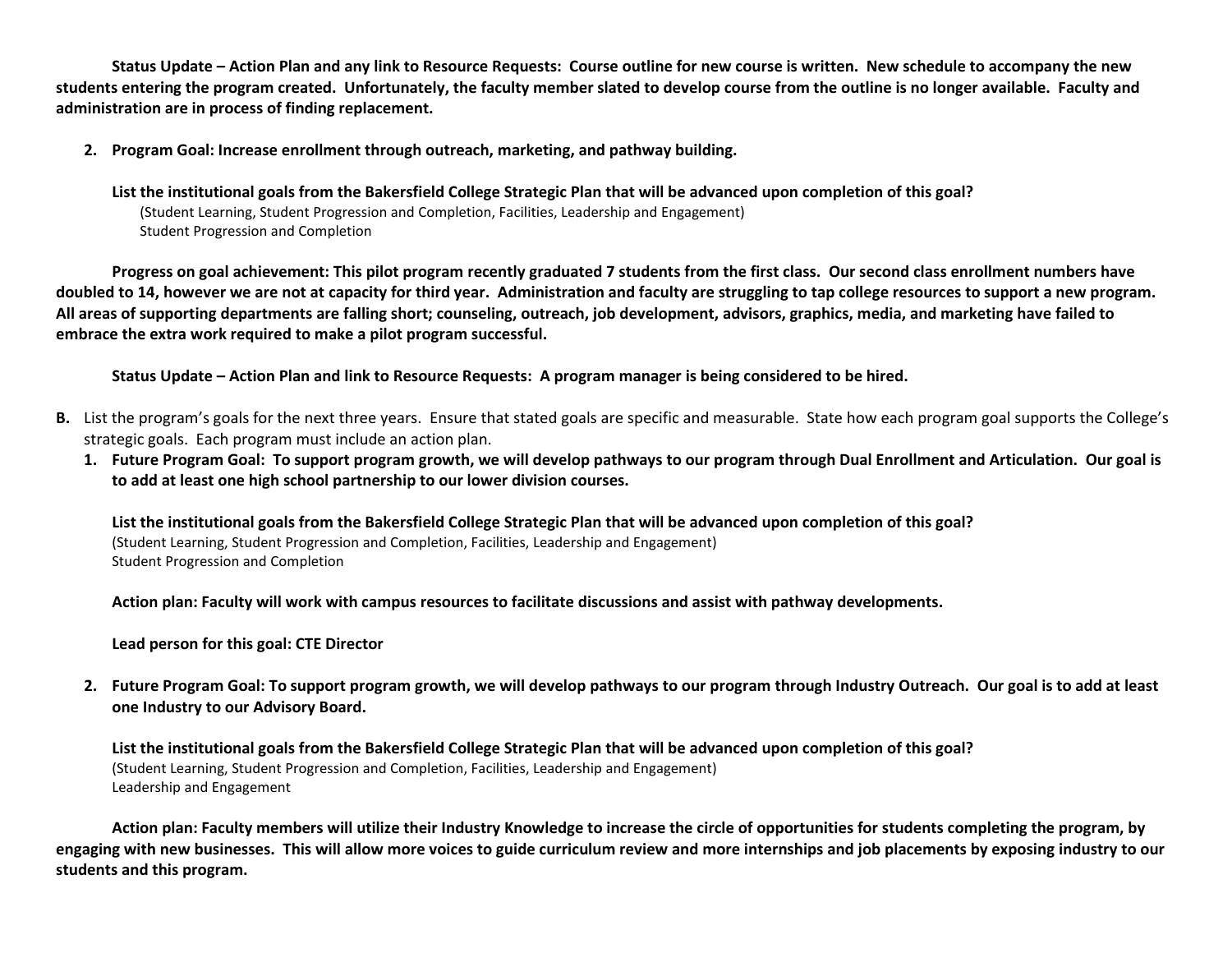**Status Update – Action Plan and any link to Resource Requests: Course outline for new course is written. New schedule to accompany the new students entering the program created. Unfortunately, the faculty member slated to develop course from the outline is no longer available. Faculty and administration are in process of finding replacement.**

2. **Program Goal: Increase enrollment through outreach, marketing, and pathway building.**

   **List the institutional goals from the Bakersfield College Strategic Plan that will be advanced upon completion of this goal?**
   (Student Learning, Student Progression and Completion, Facilities, Leadership and Engagement)
   Student Progression and Completion

**Progress on goal achievement: This pilot program recently graduated 7 students from the first class. Our second class enrollment numbers have doubled to 14, however we are not at capacity for third year. Administration and faculty are struggling to tap college resources to support a new program. All areas of supporting departments are falling short; counseling, outreach, job development, advisors, graphics, media, and marketing have failed to embrace the extra work required to make a pilot program successful.**

**Status Update – Action Plan and link to Resource Requests: A program manager is being considered to be hired.**

**B.** List the program's goals for the next three years. Ensure that stated goals are specific and measurable. State how each program goal supports the College's strategic goals. Each program must include an action plan.

1. **Future Program Goal: To support program growth, we will develop pathways to our program through Dual Enrollment and Articulation. Our goal is to add at least one high school partnership to our lower division courses.**

   **List the institutional goals from the Bakersfield College Strategic Plan that will be advanced upon completion of this goal?**
   (Student Learning, Student Progression and Completion, Facilities, Leadership and Engagement)
   Student Progression and Completion

   **Action plan: Faculty will work with campus resources to facilitate discussions and assist with pathway developments.**

   **Lead person for this goal: CTE Director**

2. **Future Program Goal: To support program growth, we will develop pathways to our program through Industry Outreach. Our goal is to add at least one Industry to our Advisory Board.**

   **List the institutional goals from the Bakersfield College Strategic Plan that will be advanced upon completion of this goal?**
   (Student Learning, Student Progression and Completion, Facilities, Leadership and Engagement)
   Leadership and Engagement

**Action plan: Faculty members will utilize their Industry Knowledge to increase the circle of opportunities for students completing the program, by engaging with new businesses. This will allow more voices to guide curriculum review and more internships and job placements by exposing industry to our students and this program.**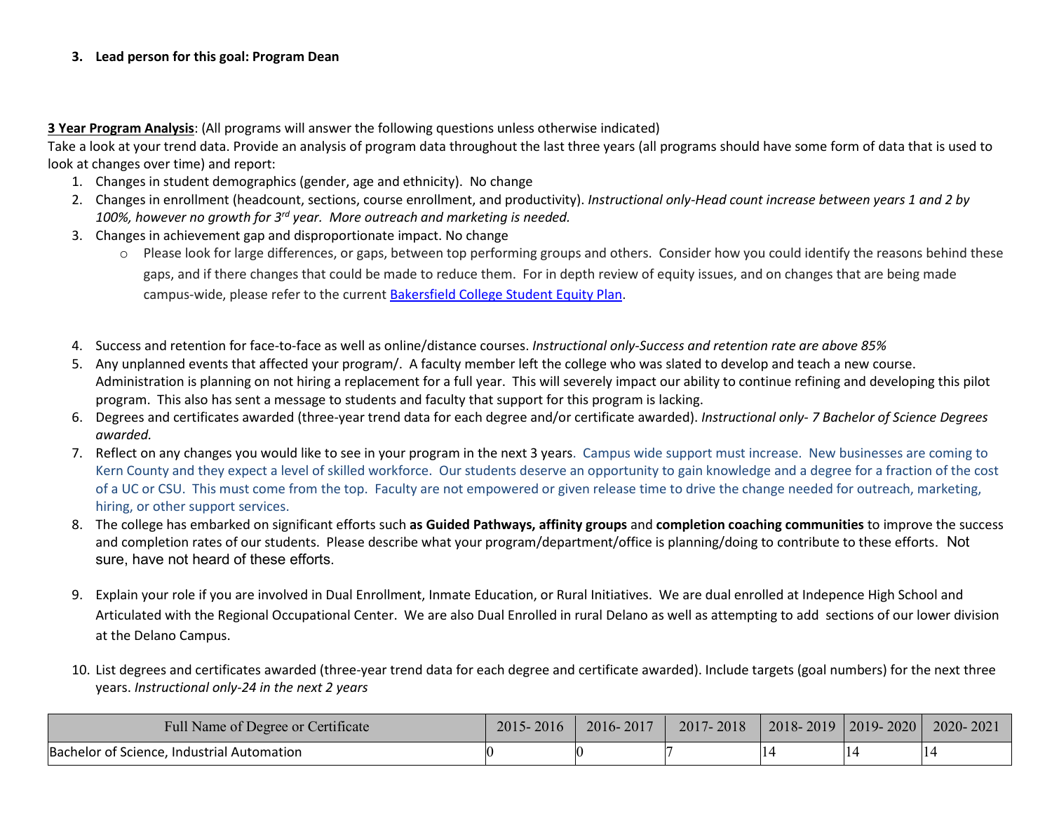3. **Lead person for this goal: Program Dean**

**3 Year Program Analysis**: (All programs will answer the following questions unless otherwise indicated)

Take a look at your trend data. Provide an analysis of program data throughout the last three years (all programs should have some form of data that is used to look at changes over time) and report:

1. Changes in student demographics (gender, age and ethnicity). No change
2. Changes in enrollment (headcount, sections, course enrollment, and productivity). *Instructional only-Head count increase between years 1 and 2 by 100%, however no growth for 3rd year. More outreach and marketing is needed.*
3. Changes in achievement gap and disproportionate impact. No change
   - Please look for large differences, or gaps, between top performing groups and others. Consider how you could identify the reasons behind these gaps, and if there changes that could be made to reduce them. For in depth review of equity issues, and on changes that are being made campus-wide, please refer to the current Bakersfield College Student Equity Plan.
4. Success and retention for face-to-face as well as online/distance courses. *Instructional only-Success and retention rate are above 85%*
5. Any unplanned events that affected your program/. A faculty member left the college who was slated to develop and teach a new course. Administration is planning on not hiring a replacement for a full year. This will severely impact our ability to continue refining and developing this pilot program. This also has sent a message to students and faculty that support for this program is lacking.
6. Degrees and certificates awarded (three-year trend data for each degree and/or certificate awarded). *Instructional only- 7 Bachelor of Science Degrees awarded.*
7. Reflect on any changes you would like to see in your program in the next 3 years. Campus wide support must increase. New businesses are coming to Kern County and they expect a level of skilled workforce. Our students deserve an opportunity to gain knowledge and a degree for a fraction of the cost of a UC or CSU. This must come from the top. Faculty are not empowered or given release time to drive the change needed for outreach, marketing, hiring, or other support services.
8. The college has embarked on significant efforts such **as Guided Pathways, affinity groups** and **completion coaching communities** to improve the success and completion rates of our students. Please describe what your program/department/office is planning/doing to contribute to these efforts. Not sure, have not heard of these efforts.
9. Explain your role if you are involved in Dual Enrollment, Inmate Education, or Rural Initiatives. We are dual enrolled at Indepence High School and Articulated with the Regional Occupational Center. We are also Dual Enrolled in rural Delano as well as attempting to add sections of our lower division at the Delano Campus.
10. List degrees and certificates awarded (three-year trend data for each degree and certificate awarded). Include targets (goal numbers) for the next three years. *Instructional only-24 in the next 2 years*

| Full Name of Degree or Certificate | 2015- 2016 | 2016- 2017 | 2017- 2018 | 2018- 2019 | 2019- 2020 | 2020- 2021 |
|---|---|---|---|---|---|---|
| Bachelor of Science, Industrial Automation | 0 | 0 | 7 | 14 | 14 | 14 |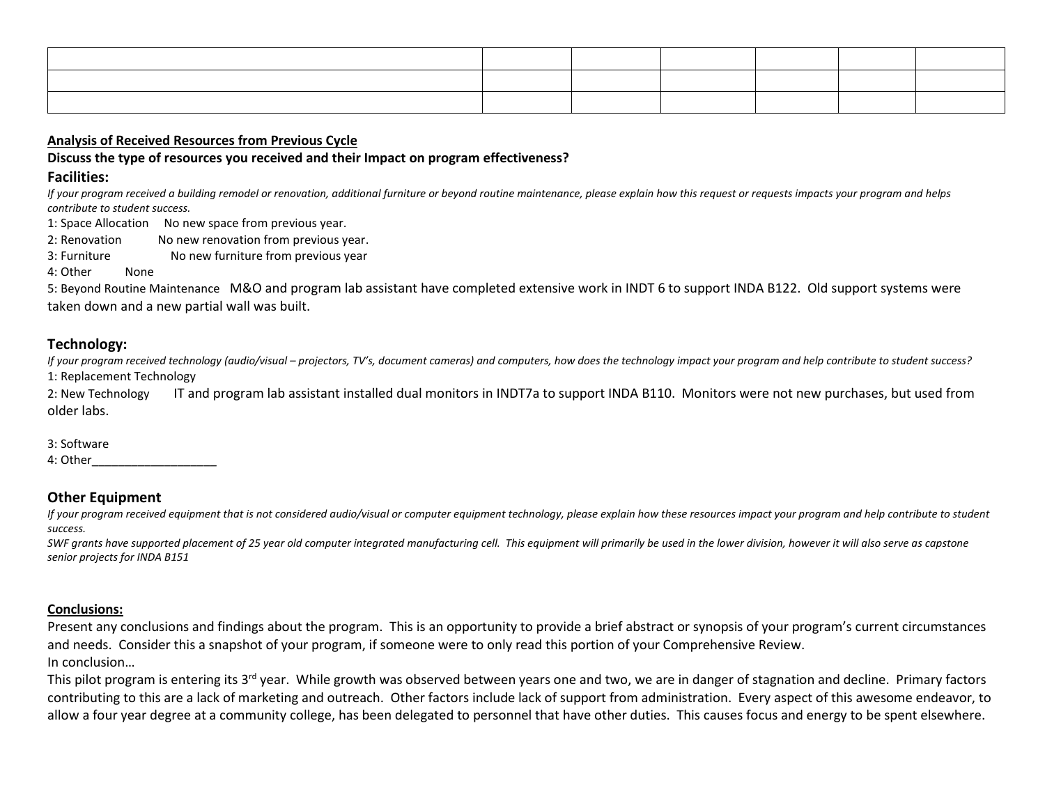| | | | | | | |
|---|---|---|---|---|---|---|
| | | | | | | |
| | | | | | | |
| | | | | | | |

**Analysis of Received Resources from Previous Cycle**

**Discuss the type of resources you received and their Impact on program effectiveness?**

### Facilities:

*If your program received a building remodel or renovation, additional furniture or beyond routine maintenance, please explain how this request or requests impacts your program and helps contribute to student success.*

1: Space Allocation No new space from previous year.

2: Renovation No new renovation from previous year.

3: Furniture No new furniture from previous year

4: Other None

5: Beyond Routine Maintenance M&O and program lab assistant have completed extensive work in INDT 6 to support INDA B122. Old support systems were taken down and a new partial wall was built.

### Technology:

*If your program received technology (audio/visual – projectors, TV's, document cameras) and computers, how does the technology impact your program and help contribute to student success?*

1: Replacement Technology

2: New Technology IT and program lab assistant installed dual monitors in INDT7a to support INDA B110. Monitors were not new purchases, but used from older labs.

3: Software

4: Other____________________

### Other Equipment

*If your program received equipment that is not considered audio/visual or computer equipment technology, please explain how these resources impact your program and help contribute to student success.*

*SWF grants have supported placement of 25 year old computer integrated manufacturing cell. This equipment will primarily be used in the lower division, however it will also serve as capstone senior projects for INDA B151*

**Conclusions:**

Present any conclusions and findings about the program. This is an opportunity to provide a brief abstract or synopsis of your program's current circumstances and needs. Consider this a snapshot of your program, if someone were to only read this portion of your Comprehensive Review.

In conclusion…

This pilot program is entering its 3rd year. While growth was observed between years one and two, we are in danger of stagnation and decline. Primary factors contributing to this are a lack of marketing and outreach. Other factors include lack of support from administration. Every aspect of this awesome endeavor, to allow a four year degree at a community college, has been delegated to personnel that have other duties. This causes focus and energy to be spent elsewhere.